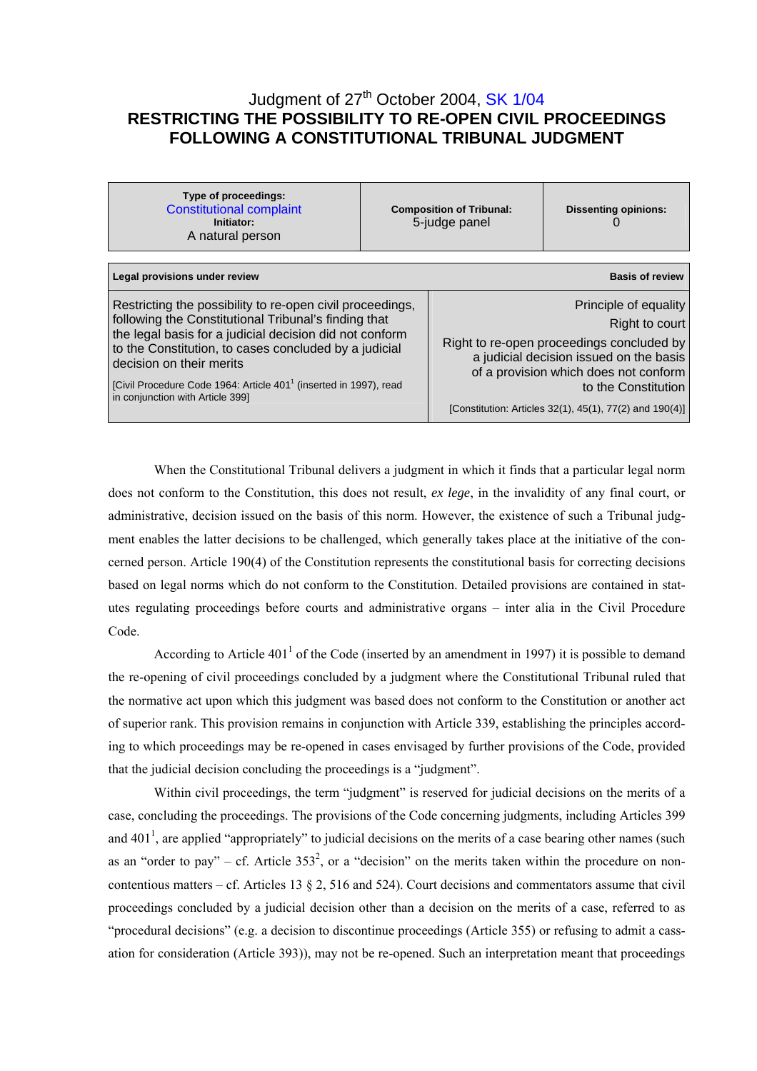# Judgment of 27th October 2004, SK 1/04
# RESTRICTING THE POSSIBILITY TO RE-OPEN CIVIL PROCEEDINGS FOLLOWING A CONSTITUTIONAL TRIBUNAL JUDGMENT

| Type of proceedings: Constitutional complaint Initiator: A natural person | Composition of Tribunal: 5-judge panel | Dissenting opinions: 0 |
| --- | --- | --- |

| Legal provisions under review | Basis of review |
| --- | --- |
| Restricting the possibility to re-open civil proceedings, following the Constitutional Tribunal's finding that the legal basis for a judicial decision did not conform to the Constitution, to cases concluded by a judicial decision on their merits<br><br>[Civil Procedure Code 1964: Article 401[1] (inserted in 1997), read in conjunction with Article 399] | Principle of equality<br>Right to court<br>Right to re-open proceedings concluded by a judicial decision issued on the basis of a provision which does not conform to the Constitution<br><br>[Constitution: Articles 32(1), 45(1), 77(2) and 190(4)] |

When the Constitutional Tribunal delivers a judgment in which it finds that a particular legal norm does not conform to the Constitution, this does not result, *ex lege*, in the invalidity of any final court, or administrative, decision issued on the basis of this norm. However, the existence of such a Tribunal judgment enables the latter decisions to be challenged, which generally takes place at the initiative of the concerned person. Article 190(4) of the Constitution represents the constitutional basis for correcting decisions based on legal norms which do not conform to the Constitution. Detailed provisions are contained in statutes regulating proceedings before courts and administrative organs – inter alia in the Civil Procedure Code.

According to Article 401[1] of the Code (inserted by an amendment in 1997) it is possible to demand the re-opening of civil proceedings concluded by a judgment where the Constitutional Tribunal ruled that the normative act upon which this judgment was based does not conform to the Constitution or another act of superior rank. This provision remains in conjunction with Article 339, establishing the principles according to which proceedings may be re-opened in cases envisaged by further provisions of the Code, provided that the judicial decision concluding the proceedings is a "judgment".

Within civil proceedings, the term "judgment" is reserved for judicial decisions on the merits of a case, concluding the proceedings. The provisions of the Code concerning judgments, including Articles 399 and 401[1], are applied "appropriately" to judicial decisions on the merits of a case bearing other names (such as an "order to pay" – cf. Article 353[2], or a "decision" on the merits taken within the procedure on non-contentious matters – cf. Articles 13 § 2, 516 and 524). Court decisions and commentators assume that civil proceedings concluded by a judicial decision other than a decision on the merits of a case, referred to as "procedural decisions" (e.g. a decision to discontinue proceedings (Article 355) or refusing to admit a cassation for consideration (Article 393)), may not be re-opened. Such an interpretation meant that proceedings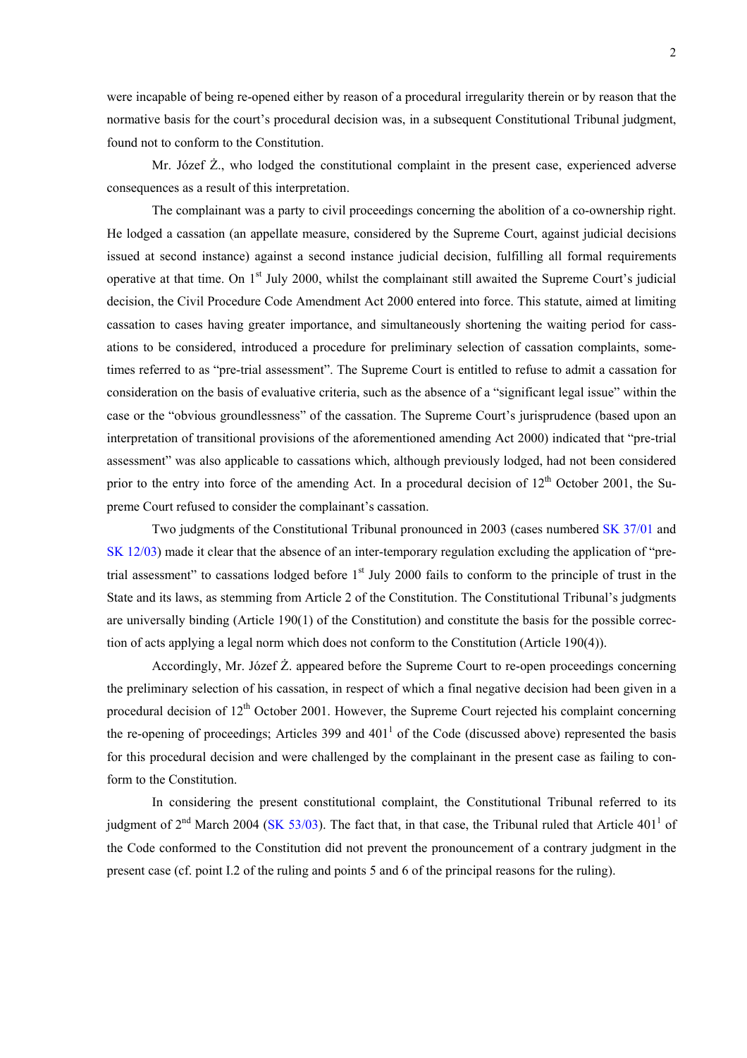were incapable of being re-opened either by reason of a procedural irregularity therein or by reason that the normative basis for the court's procedural decision was, in a subsequent Constitutional Tribunal judgment, found not to conform to the Constitution.

Mr. Józef Ż., who lodged the constitutional complaint in the present case, experienced adverse consequences as a result of this interpretation.

The complainant was a party to civil proceedings concerning the abolition of a co-ownership right. He lodged a cassation (an appellate measure, considered by the Supreme Court, against judicial decisions issued at second instance) against a second instance judicial decision, fulfilling all formal requirements operative at that time. On 1st July 2000, whilst the complainant still awaited the Supreme Court's judicial decision, the Civil Procedure Code Amendment Act 2000 entered into force. This statute, aimed at limiting cassation to cases having greater importance, and simultaneously shortening the waiting period for cassations to be considered, introduced a procedure for preliminary selection of cassation complaints, sometimes referred to as "pre-trial assessment". The Supreme Court is entitled to refuse to admit a cassation for consideration on the basis of evaluative criteria, such as the absence of a "significant legal issue" within the case or the "obvious groundlessness" of the cassation. The Supreme Court's jurisprudence (based upon an interpretation of transitional provisions of the aforementioned amending Act 2000) indicated that "pre-trial assessment" was also applicable to cassations which, although previously lodged, had not been considered prior to the entry into force of the amending Act. In a procedural decision of 12th October 2001, the Supreme Court refused to consider the complainant's cassation.

Two judgments of the Constitutional Tribunal pronounced in 2003 (cases numbered SK 37/01 and SK 12/03) made it clear that the absence of an inter-temporary regulation excluding the application of "pre-trial assessment" to cassations lodged before 1st July 2000 fails to conform to the principle of trust in the State and its laws, as stemming from Article 2 of the Constitution. The Constitutional Tribunal's judgments are universally binding (Article 190(1) of the Constitution) and constitute the basis for the possible correction of acts applying a legal norm which does not conform to the Constitution (Article 190(4)).

Accordingly, Mr. Józef Ż. appeared before the Supreme Court to re-open proceedings concerning the preliminary selection of his cassation, in respect of which a final negative decision had been given in a procedural decision of 12th October 2001. However, the Supreme Court rejected his complaint concerning the re-opening of proceedings; Articles 399 and 401[1] of the Code (discussed above) represented the basis for this procedural decision and were challenged by the complainant in the present case as failing to conform to the Constitution.

In considering the present constitutional complaint, the Constitutional Tribunal referred to its judgment of 2nd March 2004 (SK 53/03). The fact that, in that case, the Tribunal ruled that Article 401[1] of the Code conformed to the Constitution did not prevent the pronouncement of a contrary judgment in the present case (cf. point I.2 of the ruling and points 5 and 6 of the principal reasons for the ruling).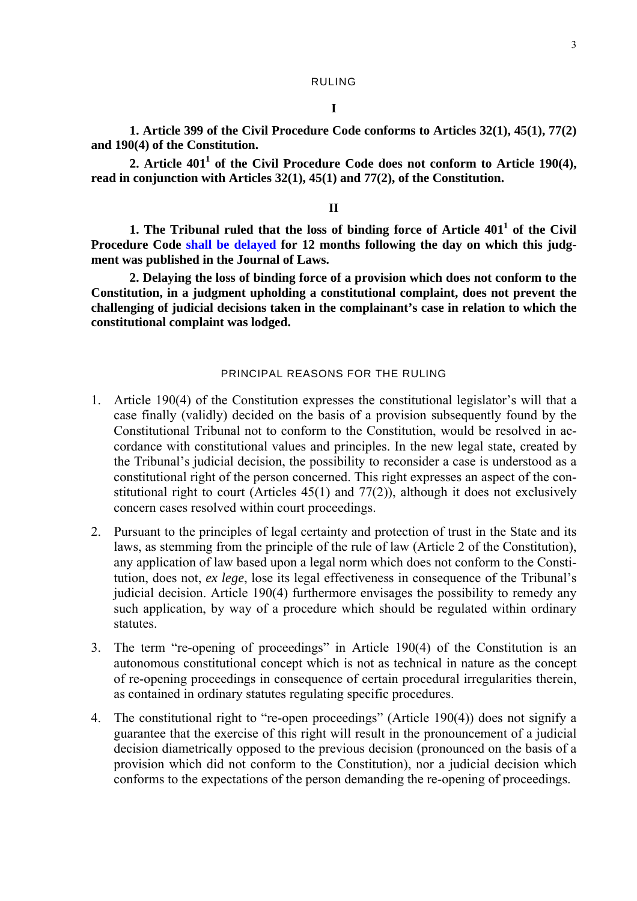## RULING

### I

**1. Article 399 of the Civil Procedure Code conforms to Articles 32(1), 45(1), 77(2) and 190(4) of the Constitution.**

**2. Article 401[1] of the Civil Procedure Code does not conform to Article 190(4), read in conjunction with Articles 32(1), 45(1) and 77(2), of the Constitution.**

### II

**1. The Tribunal ruled that the loss of binding force of Article 401[1] of the Civil Procedure Code shall be delayed for 12 months following the day on which this judgment was published in the Journal of Laws.**

**2. Delaying the loss of binding force of a provision which does not conform to the Constitution, in a judgment upholding a constitutional complaint, does not prevent the challenging of judicial decisions taken in the complainant's case in relation to which the constitutional complaint was lodged.**

## PRINCIPAL REASONS FOR THE RULING

1. Article 190(4) of the Constitution expresses the constitutional legislator's will that a case finally (validly) decided on the basis of a provision subsequently found by the Constitutional Tribunal not to conform to the Constitution, would be resolved in accordance with constitutional values and principles. In the new legal state, created by the Tribunal's judicial decision, the possibility to reconsider a case is understood as a constitutional right of the person concerned. This right expresses an aspect of the constitutional right to court (Articles 45(1) and 77(2)), although it does not exclusively concern cases resolved within court proceedings.
2. Pursuant to the principles of legal certainty and protection of trust in the State and its laws, as stemming from the principle of the rule of law (Article 2 of the Constitution), any application of law based upon a legal norm which does not conform to the Constitution, does not, *ex lege*, lose its legal effectiveness in consequence of the Tribunal's judicial decision. Article 190(4) furthermore envisages the possibility to remedy any such application, by way of a procedure which should be regulated within ordinary statutes.
3. The term "re-opening of proceedings" in Article 190(4) of the Constitution is an autonomous constitutional concept which is not as technical in nature as the concept of re-opening proceedings in consequence of certain procedural irregularities therein, as contained in ordinary statutes regulating specific procedures.
4. The constitutional right to "re-open proceedings" (Article 190(4)) does not signify a guarantee that the exercise of this right will result in the pronouncement of a judicial decision diametrically opposed to the previous decision (pronounced on the basis of a provision which did not conform to the Constitution), nor a judicial decision which conforms to the expectations of the person demanding the re-opening of proceedings.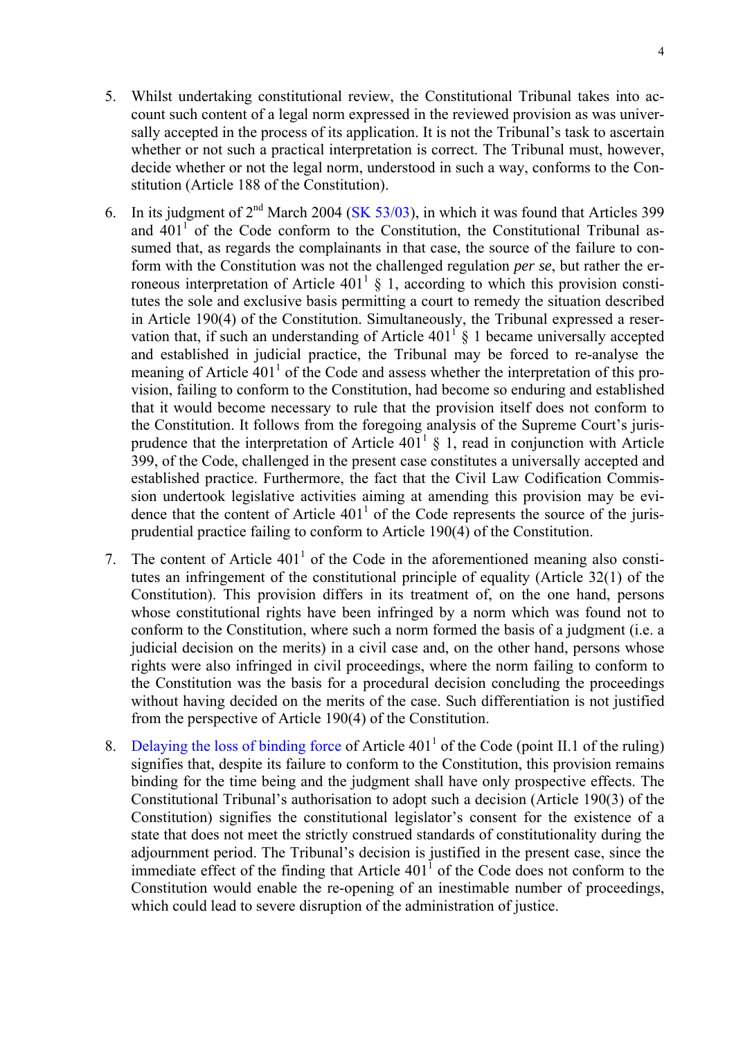5. Whilst undertaking constitutional review, the Constitutional Tribunal takes into account such content of a legal norm expressed in the reviewed provision as was universally accepted in the process of its application. It is not the Tribunal's task to ascertain whether or not such a practical interpretation is correct. The Tribunal must, however, decide whether or not the legal norm, understood in such a way, conforms to the Constitution (Article 188 of the Constitution).

6. In its judgment of 2nd March 2004 (SK 53/03), in which it was found that Articles 399 and $401^1$ of the Code conform to the Constitution, the Constitutional Tribunal assumed that, as regards the complainants in that case, the source of the failure to conform with the Constitution was not the challenged regulation *per se*, but rather the erroneous interpretation of Article $401^1$ § 1, according to which this provision constitutes the sole and exclusive basis permitting a court to remedy the situation described in Article 190(4) of the Constitution. Simultaneously, the Tribunal expressed a reservation that, if such an understanding of Article $401^1$ § 1 became universally accepted and established in judicial practice, the Tribunal may be forced to re-analyse the meaning of Article $401^1$ of the Code and assess whether the interpretation of this provision, failing to conform to the Constitution, had become so enduring and established that it would become necessary to rule that the provision itself does not conform to the Constitution. It follows from the foregoing analysis of the Supreme Court's jurisprudence that the interpretation of Article $401^1$ § 1, read in conjunction with Article 399, of the Code, challenged in the present case constitutes a universally accepted and established practice. Furthermore, the fact that the Civil Law Codification Commission undertook legislative activities aiming at amending this provision may be evidence that the content of Article $401^1$ of the Code represents the source of the jurisprudential practice failing to conform to Article 190(4) of the Constitution.

7. The content of Article $401^1$ of the Code in the aforementioned meaning also constitutes an infringement of the constitutional principle of equality (Article 32(1) of the Constitution). This provision differs in its treatment of, on the one hand, persons whose constitutional rights have been infringed by a norm which was found not to conform to the Constitution, where such a norm formed the basis of a judgment (i.e. a judicial decision on the merits) in a civil case and, on the other hand, persons whose rights were also infringed in civil proceedings, where the norm failing to conform to the Constitution was the basis for a procedural decision concluding the proceedings without having decided on the merits of the case. Such differentiation is not justified from the perspective of Article 190(4) of the Constitution.

8. Delaying the loss of binding force of Article $401^1$ of the Code (point II.1 of the ruling) signifies that, despite its failure to conform to the Constitution, this provision remains binding for the time being and the judgment shall have only prospective effects. The Constitutional Tribunal's authorisation to adopt such a decision (Article 190(3) of the Constitution) signifies the constitutional legislator's consent for the existence of a state that does not meet the strictly construed standards of constitutionality during the adjournment period. The Tribunal's decision is justified in the present case, since the immediate effect of the finding that Article $401^1$ of the Code does not conform to the Constitution would enable the re-opening of an inestimable number of proceedings, which could lead to severe disruption of the administration of justice.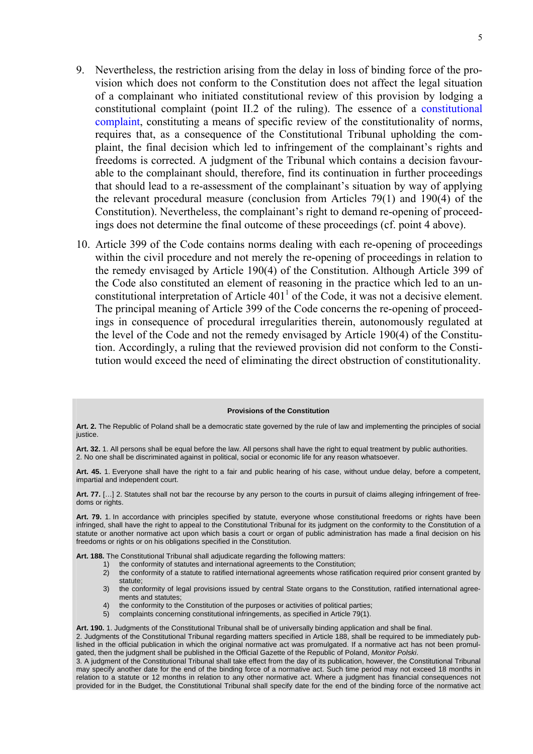9. Nevertheless, the restriction arising from the delay in loss of binding force of the provision which does not conform to the Constitution does not affect the legal situation of a complainant who initiated constitutional review of this provision by lodging a constitutional complaint (point II.2 of the ruling). The essence of a constitutional complaint, constituting a means of specific review of the constitutionality of norms, requires that, as a consequence of the Constitutional Tribunal upholding the complaint, the final decision which led to infringement of the complainant's rights and freedoms is corrected. A judgment of the Tribunal which contains a decision favourable to the complainant should, therefore, find its continuation in further proceedings that should lead to a re-assessment of the complainant's situation by way of applying the relevant procedural measure (conclusion from Articles 79(1) and 190(4) of the Constitution). Nevertheless, the complainant's right to demand re-opening of proceedings does not determine the final outcome of these proceedings (cf. point 4 above).

10. Article 399 of the Code contains norms dealing with each re-opening of proceedings within the civil procedure and not merely the re-opening of proceedings in relation to the remedy envisaged by Article 190(4) of the Constitution. Although Article 399 of the Code also constituted an element of reasoning in the practice which led to an unconstitutional interpretation of Article 401[1] of the Code, it was not a decisive element. The principal meaning of Article 399 of the Code concerns the re-opening of proceedings in consequence of procedural irregularities therein, autonomously regulated at the level of the Code and not the remedy envisaged by Article 190(4) of the Constitution. Accordingly, a ruling that the reviewed provision did not conform to the Constitution would exceed the need of eliminating the direct obstruction of constitutionality.

**Provisions of the Constitution**

**Art. 2.** The Republic of Poland shall be a democratic state governed by the rule of law and implementing the principles of social justice.

**Art. 32.** 1. All persons shall be equal before the law. All persons shall have the right to equal treatment by public authorities.
2. No one shall be discriminated against in political, social or economic life for any reason whatsoever.

**Art. 45.** 1. Everyone shall have the right to a fair and public hearing of his case, without undue delay, before a competent, impartial and independent court.

**Art. 77.** […] 2. Statutes shall not bar the recourse by any person to the courts in pursuit of claims alleging infringement of freedoms or rights.

**Art. 79.** 1. In accordance with principles specified by statute, everyone whose constitutional freedoms or rights have been infringed, shall have the right to appeal to the Constitutional Tribunal for its judgment on the conformity to the Constitution of a statute or another normative act upon which basis a court or organ of public administration has made a final decision on his freedoms or rights or on his obligations specified in the Constitution.

**Art. 188.** The Constitutional Tribunal shall adjudicate regarding the following matters:

1) the conformity of statutes and international agreements to the Constitution;
2) the conformity of a statute to ratified international agreements whose ratification required prior consent granted by statute;
3) the conformity of legal provisions issued by central State organs to the Constitution, ratified international agreements and statutes;
4) the conformity to the Constitution of the purposes or activities of political parties;
5) complaints concerning constitutional infringements, as specified in Article 79(1).

**Art. 190.** 1. Judgments of the Constitutional Tribunal shall be of universally binding application and shall be final.
2. Judgments of the Constitutional Tribunal regarding matters specified in Article 188, shall be required to be immediately published in the official publication in which the original normative act was promulgated. If a normative act has not been promulgated, then the judgment shall be published in the Official Gazette of the Republic of Poland, *Monitor Polski*.
3. A judgment of the Constitutional Tribunal shall take effect from the day of its publication, however, the Constitutional Tribunal may specify another date for the end of the binding force of a normative act. Such time period may not exceed 18 months in relation to a statute or 12 months in relation to any other normative act. Where a judgment has financial consequences not provided for in the Budget, the Constitutional Tribunal shall specify date for the end of the binding force of the normative act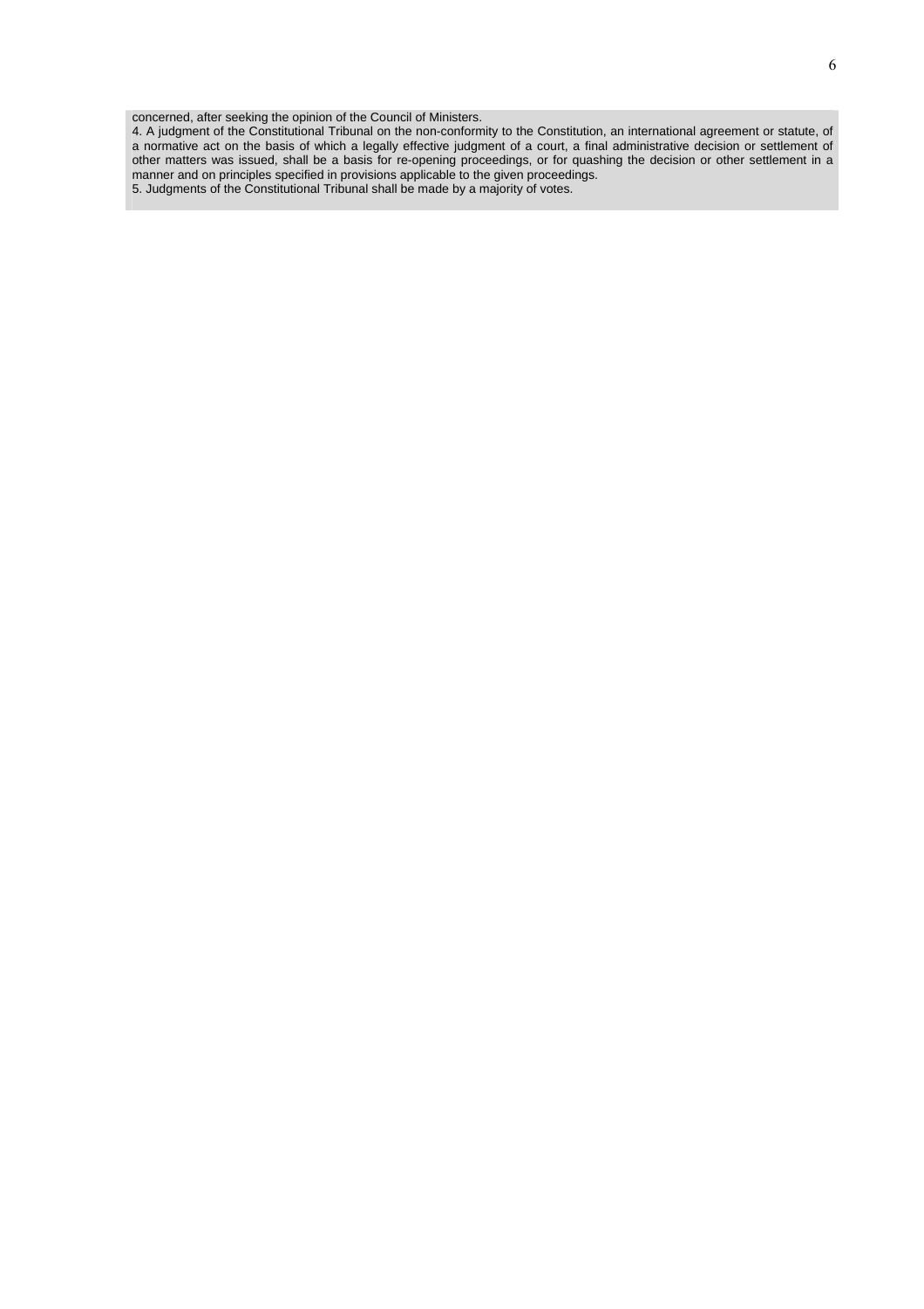concerned, after seeking the opinion of the Council of Ministers.

4. A judgment of the Constitutional Tribunal on the non-conformity to the Constitution, an international agreement or statute, of a normative act on the basis of which a legally effective judgment of a court, a final administrative decision or settlement of other matters was issued, shall be a basis for re-opening proceedings, or for quashing the decision or other settlement in a manner and on principles specified in provisions applicable to the given proceedings.

5. Judgments of the Constitutional Tribunal shall be made by a majority of votes.